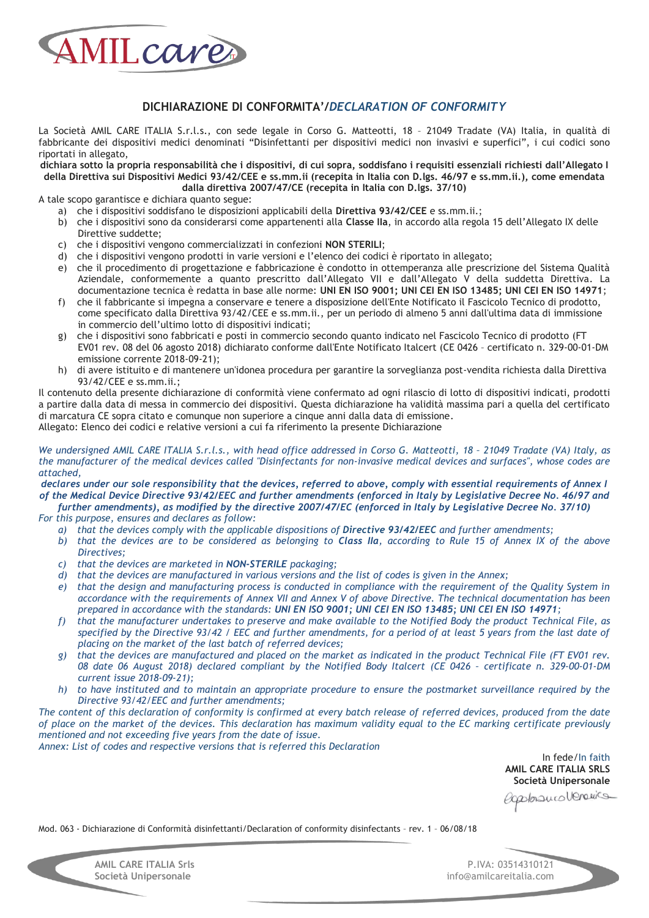AMIL care

## DICHIARAZIONE DI CONFORMITA'/*DECLARATION OF CONFORMITY*

La Società AMIL CARE ITALIA S.r.l.s., con sede legale in Corso G. Matteotti, 18 – 21049 Tradate (VA) Italia, in qualità di fabbricante dei dispositivi medici denominati "Disinfettanti per dispositivi medici non invasivi e superfici", i cui codici sono riportati in allegato,

**dichiara sotto la propria responsabilità che i dispositivi, di cui sopra, soddisfano i requisiti essenziali richiesti dall'Allegato I della Direttiva sui Dispositivi Medici 93/42/CEE e ss.mm.ii (recepita in Italia con D.lgs. 46/97 e ss.mm.ii.), come emendata dalla direttiva 2007/47/CE (recepita in Italia con D.lgs. 37/10)**

A tale scopo garantisce e dichiara quanto segue:

a) che i dispositivi soddisfano le disposizioni applicabili della **Direttiva 93/42/CEE** e ss.mm.ii.;
b) che i dispositivi sono da considerarsi come appartenenti alla **Classe IIa**, in accordo alla regola 15 dell'Allegato IX delle Direttive suddette;
c) che i dispositivi vengono commercializzati in confezioni **NON STERILI**;
d) che i dispositivi vengono prodotti in varie versioni e l'elenco dei codici è riportato in allegato;
e) che il procedimento di progettazione e fabbricazione è condotto in ottemperanza alle prescrizione del Sistema Qualità Aziendale, conformemente a quanto prescritto dall'Allegato VII e dall'Allegato V della suddetta Direttiva. La documentazione tecnica è redatta in base alle norme: **UNI EN ISO 9001; UNI CEI EN ISO 13485; UNI CEI EN ISO 14971**;
f) che il fabbricante si impegna a conservare e tenere a disposizione dell'Ente Notificato il Fascicolo Tecnico di prodotto, come specificato dalla Direttiva 93/42/CEE e ss.mm.ii., per un periodo di almeno 5 anni dall'ultima data di immissione in commercio dell'ultimo lotto di dispositivi indicati;
g) che i dispositivi sono fabbricati e posti in commercio secondo quanto indicato nel Fascicolo Tecnico di prodotto (FT EV01 rev. 08 del 06 agosto 2018) dichiarato conforme dall'Ente Notificato Italcert (CE 0426 – certificato n. 329-00-01-DM emissione corrente 2018-09-21);
h) di avere istituito e di mantenere un'idonea procedura per garantire la sorveglianza post-vendita richiesta dalla Direttiva 93/42/CEE e ss.mm.ii.;

Il contenuto della presente dichiarazione di conformità viene confermato ad ogni rilascio di lotto di dispositivi indicati, prodotti a partire dalla data di messa in commercio dei dispositivi. Questa dichiarazione ha validità massima pari a quella del certificato di marcatura CE sopra citato e comunque non superiore a cinque anni dalla data di emissione.

Allegato: Elenco dei codici e relative versioni a cui fa riferimento la presente Dichiarazione

*We undersigned AMIL CARE ITALIA S.r.l.s., with head office addressed in Corso G. Matteotti, 18 – 21049 Tradate (VA) Italy, as the manufacturer of the medical devices called "Disinfectants for non-invasive medical devices and surfaces", whose codes are attached,*

***declares under our sole responsibility that the devices, referred to above, comply with essential requirements of Annex I of the Medical Device Directive 93/42/EEC and further amendments (enforced in Italy by Legislative Decree No. 46/97 and further amendments), as modified by the directive 2007/47/EC (enforced in Italy by Legislative Decree No. 37/10)***

*For this purpose, ensures and declares as follow:*

*a) that the devices comply with the applicable dispositions of **Directive 93/42/EEC** and further amendments;*
*b) that the devices are to be considered as belonging to **Class IIa**, according to Rule 15 of Annex IX of the above Directives;*
*c) that the devices are marketed in **NON-STERILE** packaging;*
*d) that the devices are manufactured in various versions and the list of codes is given in the Annex;*
*e) that the design and manufacturing process is conducted in compliance with the requirement of the Quality System in accordance with the requirements of Annex VII and Annex V of above Directive. The technical documentation has been prepared in accordance with the standards: **UNI EN ISO 9001; UNI CEI EN ISO 13485; UNI CEI EN ISO 14971**;*
*f) that the manufacturer undertakes to preserve and make available to the Notified Body the product Technical File, as specified by the Directive 93/42 / EEC and further amendments, for a period of at least 5 years from the last date of placing on the market of the last batch of referred devices;*
*g) that the devices are manufactured and placed on the market as indicated in the product Technical File (FT EV01 rev. 08 date 06 August 2018) declared compliant by the Notified Body Italcert (CE 0426 – certificate n. 329-00-01-DM current issue 2018-09-21);*
*h) to have instituted and to maintain an appropriate procedure to ensure the postmarket surveillance required by the Directive 93/42/EEC and further amendments;*

*The content of this declaration of conformity is confirmed at every batch release of referred devices, produced from the date of place on the market of the devices. This declaration has maximum validity equal to the EC marking certificate previously mentioned and not exceeding five years from the date of issue.*

*Annex: List of codes and respective versions that is referred this Declaration*

In fede/In faith
**AMIL CARE ITALIA SRLS**
**Società Unipersonale**
Capobianco Veronica

Mod. 063 - Dichiarazione di Conformità disinfettanti/Declaration of conformity disinfectants – rev. 1 – 06/08/18

AMIL CARE ITALIA Srls
Società Unipersonale

P.IVA: 03514310121
info@amilcareitalia.com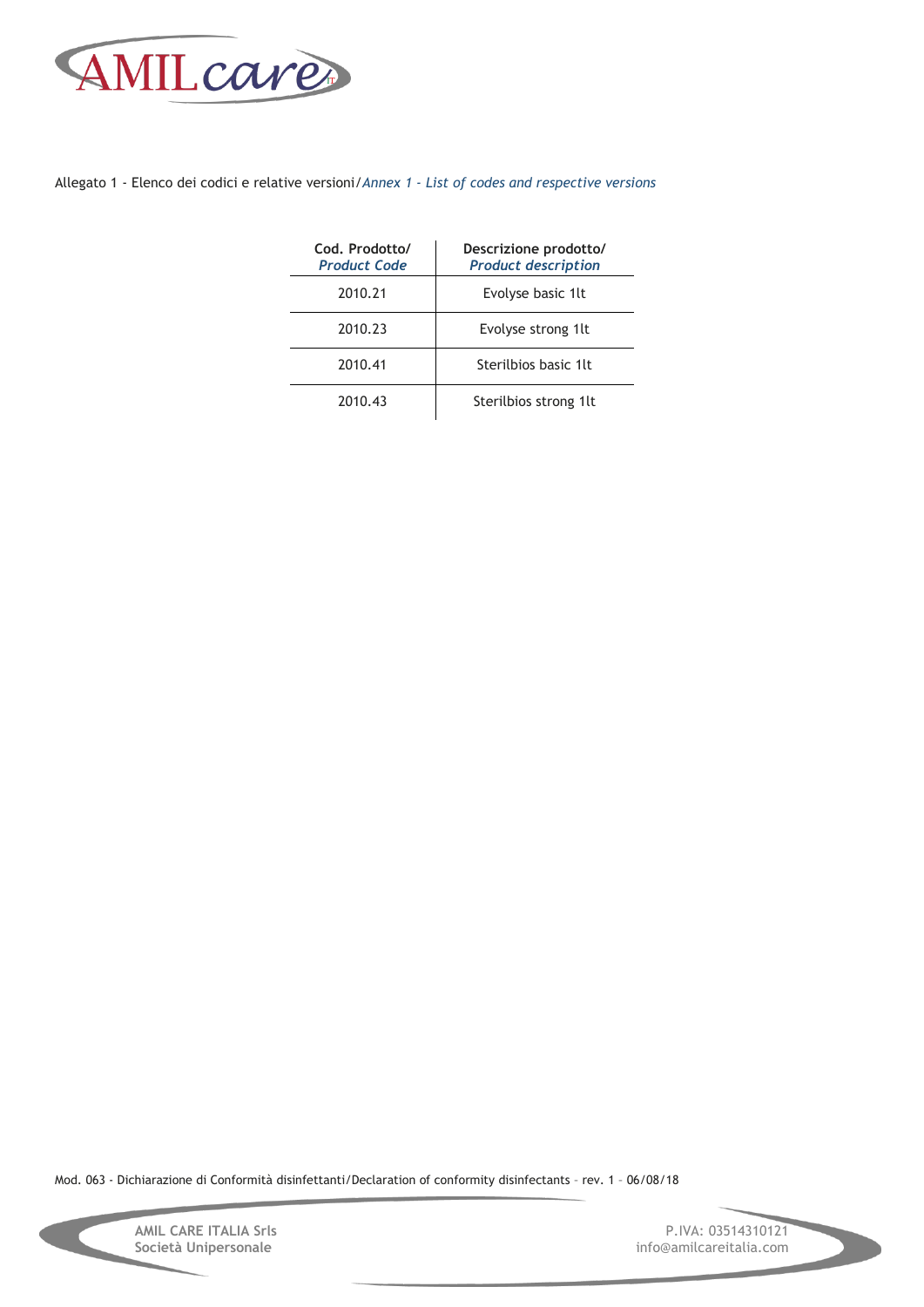Allegato 1 - Elenco dei codici e relative versioni/*Annex 1 - List of codes and respective versions*

| Cod. Prodotto/ *Product Code* | Descrizione prodotto/ *Product description* |
|---|---|
| 2010.21 | Evolyse basic 1lt |
| 2010.23 | Evolyse strong 1lt |
| 2010.41 | Sterilbios basic 1lt |
| 2010.43 | Sterilbios strong 1lt |